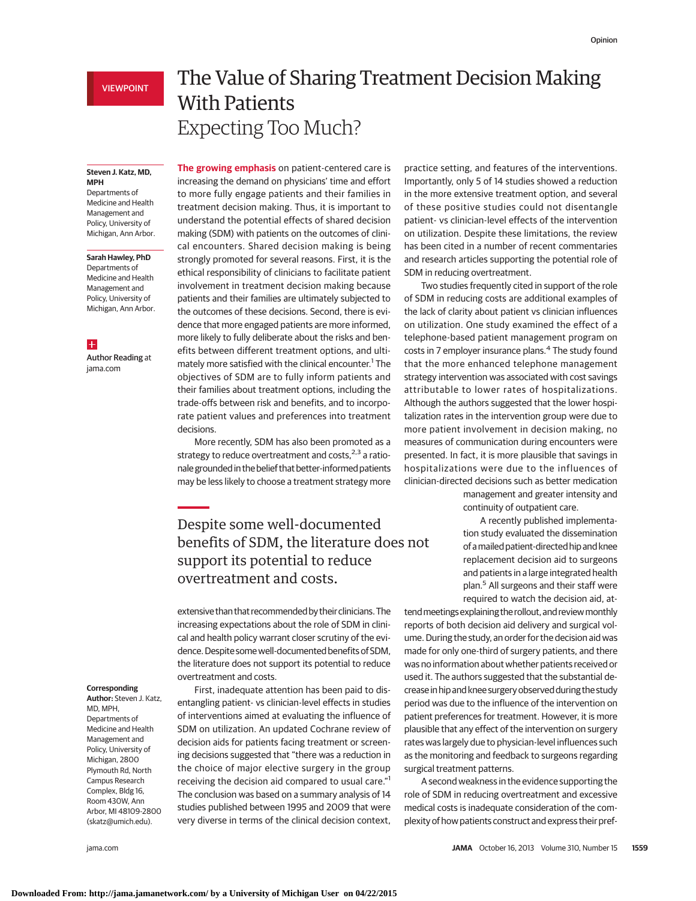VIEWPOINT

# The Value of Sharing Treatment Decision Making With Patients

## Expecting Too Much?

**Steven J. Katz, MD, MPH**
Departments of Medicine and Health Management and Policy, University of Michigan, Ann Arbor.

**Sarah Hawley, PhD**
Departments of Medicine and Health Management and Policy, University of Michigan, Ann Arbor.

**Author Reading** at jama.com

**Corresponding Author:** Steven J. Katz, MD, MPH, Departments of Medicine and Health Management and Policy, University of Michigan, 2800 Plymouth Rd, North Campus Research Complex, Bldg 16, Room 430W, Ann Arbor, MI 48109-2800 (skatz@umich.edu).

**The growing emphasis** on patient-centered care is increasing the demand on physicians' time and effort to more fully engage patients and their families in treatment decision making. Thus, it is important to understand the potential effects of shared decision making (SDM) with patients on the outcomes of clinical encounters. Shared decision making is being strongly promoted for several reasons. First, it is the ethical responsibility of clinicians to facilitate patient involvement in treatment decision making because patients and their families are ultimately subjected to the outcomes of these decisions. Second, there is evidence that more engaged patients are more informed, more likely to fully deliberate about the risks and benefits between different treatment options, and ultimately more satisfied with the clinical encounter.[1] The objectives of SDM are to fully inform patients and their families about treatment options, including the trade-offs between risk and benefits, and to incorporate patient values and preferences into treatment decisions.

More recently, SDM has also been promoted as a strategy to reduce overtreatment and costs,[2,3] a rationale grounded in the belief that better-informed patients may be less likely to choose a treatment strategy more extensive than that recommended by their clinicians. The increasing expectations about the role of SDM in clinical and health policy warrant closer scrutiny of the evidence. Despite some well-documented benefits of SDM, the literature does not support its potential to reduce overtreatment and costs.

> Despite some well-documented benefits of SDM, the literature does not support its potential to reduce overtreatment and costs.

First, inadequate attention has been paid to disentangling patient- vs clinician-level effects in studies of interventions aimed at evaluating the influence of SDM on utilization. An updated Cochrane review of decision aids for patients facing treatment or screening decisions suggested that "there was a reduction in the choice of major elective surgery in the group receiving the decision aid compared to usual care."[1] The conclusion was based on a summary analysis of 14 studies published between 1995 and 2009 that were very diverse in terms of the clinical decision context, practice setting, and features of the interventions. Importantly, only 5 of 14 studies showed a reduction in the more extensive treatment option, and several of these positive studies could not disentangle patient- vs clinician-level effects of the intervention on utilization. Despite these limitations, the review has been cited in a number of recent commentaries and research articles supporting the potential role of SDM in reducing overtreatment.

Two studies frequently cited in support of the role of SDM in reducing costs are additional examples of the lack of clarity about patient vs clinician influences on utilization. One study examined the effect of a telephone-based patient management program on costs in 7 employer insurance plans.[4] The study found that the more enhanced telephone management strategy intervention was associated with cost savings attributable to lower rates of hospitalizations. Although the authors suggested that the lower hospitalization rates in the intervention group were due to more patient involvement in decision making, no measures of communication during encounters were presented. In fact, it is more plausible that savings in hospitalizations were due to the influences of clinician-directed decisions such as better medication management and greater intensity and continuity of outpatient care.

A recently published implementation study evaluated the dissemination of a mailed patient-directed hip and knee replacement decision aid to surgeons and patients in a large integrated health plan.[5] All surgeons and their staff were required to watch the decision aid, attend meetings explaining the rollout, and review monthly reports of both decision aid delivery and surgical volume. During the study, an order for the decision aid was made for only one-third of surgery patients, and there was no information about whether patients received or used it. The authors suggested that the substantial decrease in hip and knee surgery observed during the study period was due to the influence of the intervention on patient preferences for treatment. However, it is more plausible that any effect of the intervention on surgery rates was largely due to physician-level influences such as the monitoring and feedback to surgeons regarding surgical treatment patterns.

A second weakness in the evidence supporting the role of SDM in reducing overtreatment and excessive medical costs is inadequate consideration of the complexity of how patients construct and express their pref-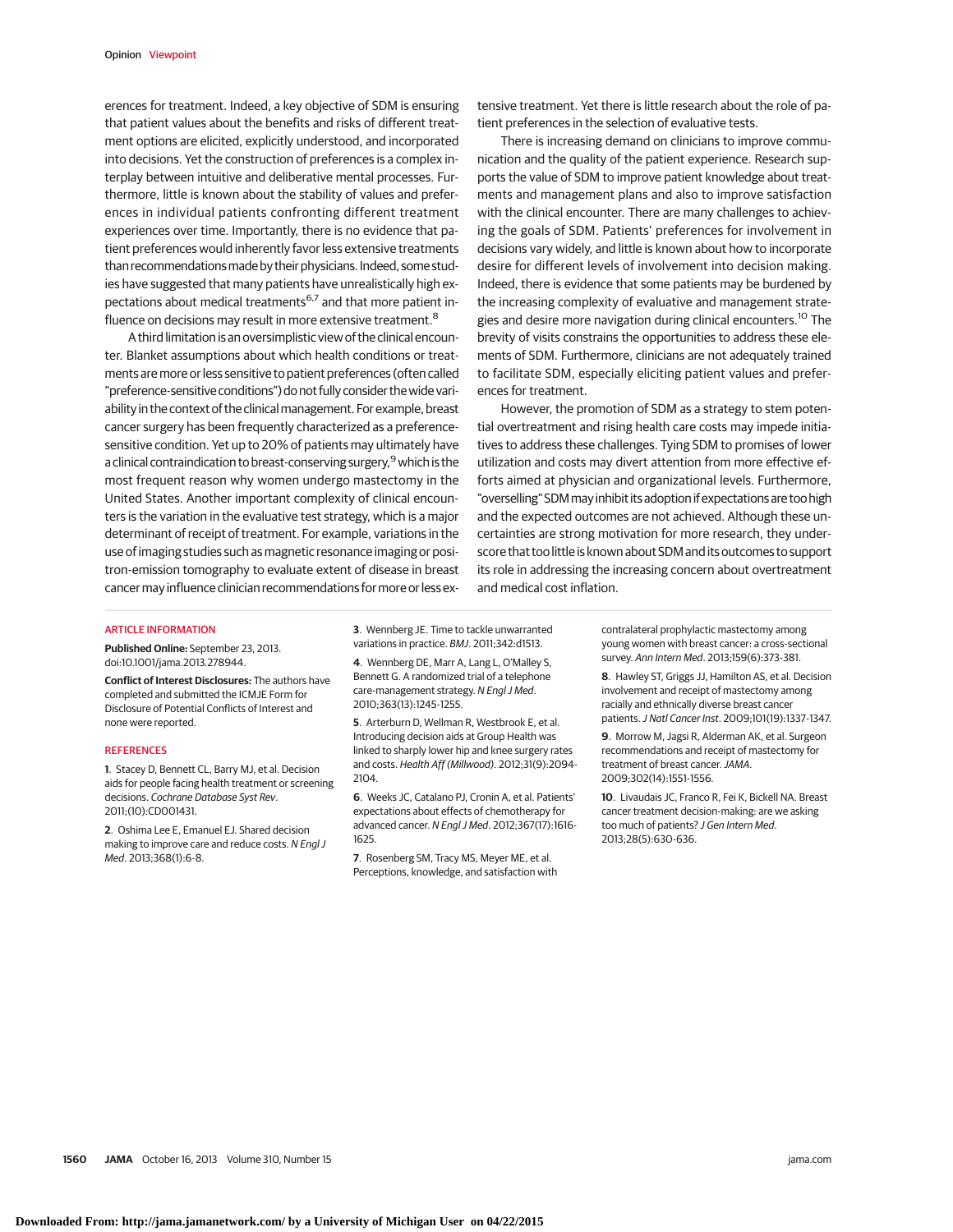erences for treatment. Indeed, a key objective of SDM is ensuring that patient values about the benefits and risks of different treatment options are elicited, explicitly understood, and incorporated into decisions. Yet the construction of preferences is a complex interplay between intuitive and deliberative mental processes. Furthermore, little is known about the stability of values and preferences in individual patients confronting different treatment experiences over time. Importantly, there is no evidence that patient preferences would inherently favor less extensive treatments than recommendations made by their physicians. Indeed, some studies have suggested that many patients have unrealistically high expectations about medical treatments[6,7] and that more patient influence on decisions may result in more extensive treatment.[8]

A third limitation is an oversimplistic view of the clinical encounter. Blanket assumptions about which health conditions or treatments are more or less sensitive to patient preferences (often called "preference-sensitive conditions") do not fully consider the wide variability in the context of the clinical management. For example, breast cancer surgery has been frequently characterized as a preference-sensitive condition. Yet up to 20% of patients may ultimately have a clinical contraindication to breast-conserving surgery,[9] which is the most frequent reason why women undergo mastectomy in the United States. Another important complexity of clinical encounters is the variation in the evaluative test strategy, which is a major determinant of receipt of treatment. For example, variations in the use of imaging studies such as magnetic resonance imaging or positron-emission tomography to evaluate extent of disease in breast cancer may influence clinician recommendations for more or less extensive treatment. Yet there is little research about the role of patient preferences in the selection of evaluative tests.

There is increasing demand on clinicians to improve communication and the quality of the patient experience. Research supports the value of SDM to improve patient knowledge about treatments and management plans and also to improve satisfaction with the clinical encounter. There are many challenges to achieving the goals of SDM. Patients' preferences for involvement in decisions vary widely, and little is known about how to incorporate desire for different levels of involvement into decision making. Indeed, there is evidence that some patients may be burdened by the increasing complexity of evaluative and management strategies and desire more navigation during clinical encounters.[10] The brevity of visits constrains the opportunities to address these elements of SDM. Furthermore, clinicians are not adequately trained to facilitate SDM, especially eliciting patient values and preferences for treatment.

However, the promotion of SDM as a strategy to stem potential overtreatment and rising health care costs may impede initiatives to address these challenges. Tying SDM to promises of lower utilization and costs may divert attention from more effective efforts aimed at physician and organizational levels. Furthermore, "overselling" SDM may inhibit its adoption if expectations are too high and the expected outcomes are not achieved. Although these uncertainties are strong motivation for more research, they underscore that too little is known about SDM and its outcomes to support its role in addressing the increasing concern about overtreatment and medical cost inflation.

## ARTICLE INFORMATION

**Published Online:** September 23, 2013. doi:10.1001/jama.2013.278944.

**Conflict of Interest Disclosures:** The authors have completed and submitted the ICMJE Form for Disclosure of Potential Conflicts of Interest and none were reported.

## REFERENCES

1. Stacey D, Bennett CL, Barry MJ, et al. Decision aids for people facing health treatment or screening decisions. *Cochrane Database Syst Rev*. 2011;(10):CD001431.

2. Oshima Lee E, Emanuel EJ. Shared decision making to improve care and reduce costs. *N Engl J Med*. 2013;368(1):6-8.

3. Wennberg JE. Time to tackle unwarranted variations in practice. *BMJ*. 2011;342:d1513.

4. Wennberg DE, Marr A, Lang L, O'Malley S, Bennett G. A randomized trial of a telephone care-management strategy. *N Engl J Med*. 2010;363(13):1245-1255.

5. Arterburn D, Wellman R, Westbrook E, et al. Introducing decision aids at Group Health was linked to sharply lower hip and knee surgery rates and costs. *Health Aff (Millwood)*. 2012;31(9):2094-2104.

6. Weeks JC, Catalano PJ, Cronin A, et al. Patients' expectations about effects of chemotherapy for advanced cancer. *N Engl J Med*. 2012;367(17):1616-1625.

7. Rosenberg SM, Tracy MS, Meyer ME, et al. Perceptions, knowledge, and satisfaction with contralateral prophylactic mastectomy among young women with breast cancer: a cross-sectional survey. *Ann Intern Med*. 2013;159(6):373-381.

8. Hawley ST, Griggs JJ, Hamilton AS, et al. Decision involvement and receipt of mastectomy among racially and ethnically diverse breast cancer patients. *J Natl Cancer Inst*. 2009;101(19):1337-1347.

9. Morrow M, Jagsi R, Alderman AK, et al. Surgeon recommendations and receipt of mastectomy for treatment of breast cancer. *JAMA*. 2009;302(14):1551-1556.

10. Livaudais JC, Franco R, Fei K, Bickell NA. Breast cancer treatment decision-making: are we asking too much of patients? *J Gen Intern Med*. 2013;28(5):630-636.